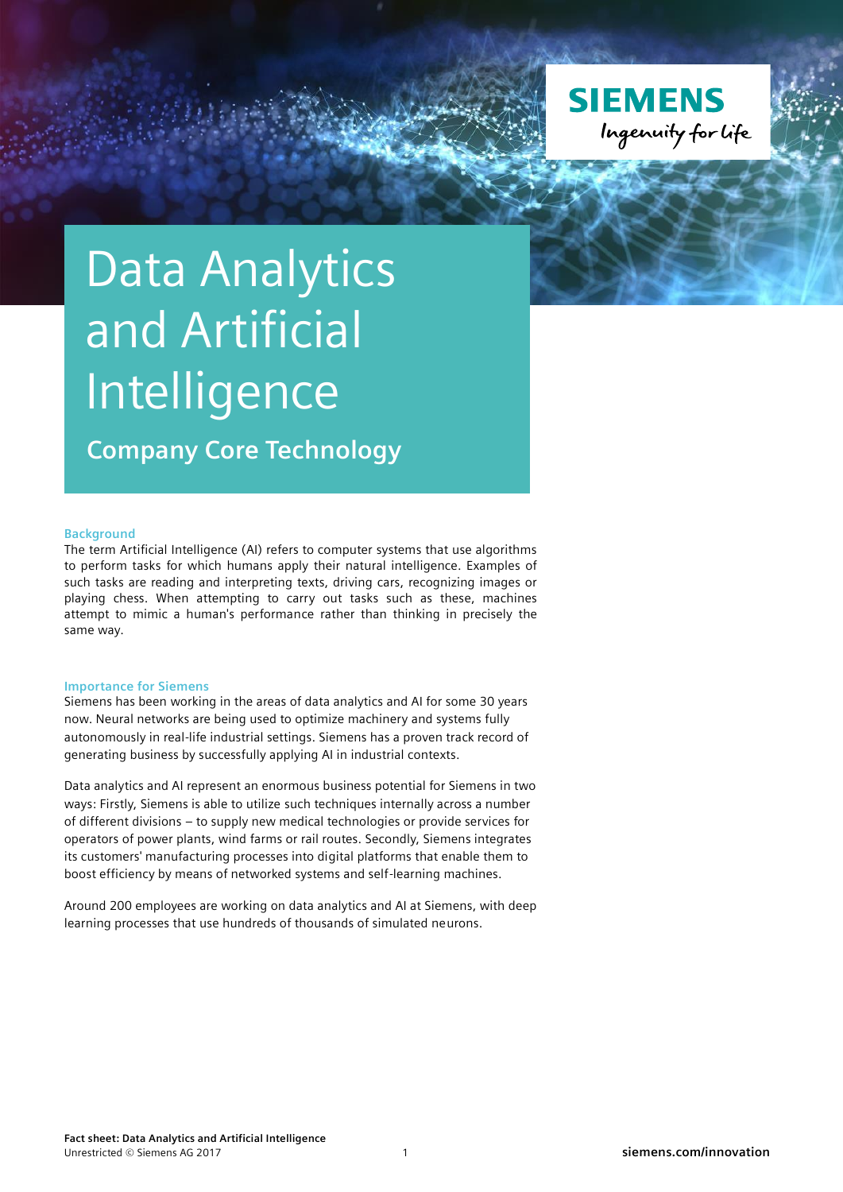# Data Analytics and Artificial Intelligence

## Company Core Technology

### Background

The term Artificial Intelligence (AI) refers to computer systems that use algorithms to perform tasks for which humans apply their natural intelligence. Examples of such tasks are reading and interpreting texts, driving cars, recognizing images or playing chess. When attempting to carry out tasks such as these, machines attempt to mimic a human's performance rather than thinking in precisely the same way.

### Importance for Siemens

Siemens has been working in the areas of data analytics and AI for some 30 years now. Neural networks are being used to optimize machinery and systems fully autonomously in real-life industrial settings. Siemens has a proven track record of generating business by successfully applying AI in industrial contexts.

Data analytics and AI represent an enormous business potential for Siemens in two ways: Firstly, Siemens is able to utilize such techniques internally across a number of different divisions – to supply new medical technologies or provide services for operators of power plants, wind farms or rail routes. Secondly, Siemens integrates its customers' manufacturing processes into digital platforms that enable them to boost efficiency by means of networked systems and self-learning machines.

Around 200 employees are working on data analytics and AI at Siemens, with deep learning processes that use hundreds of thousands of simulated neurons.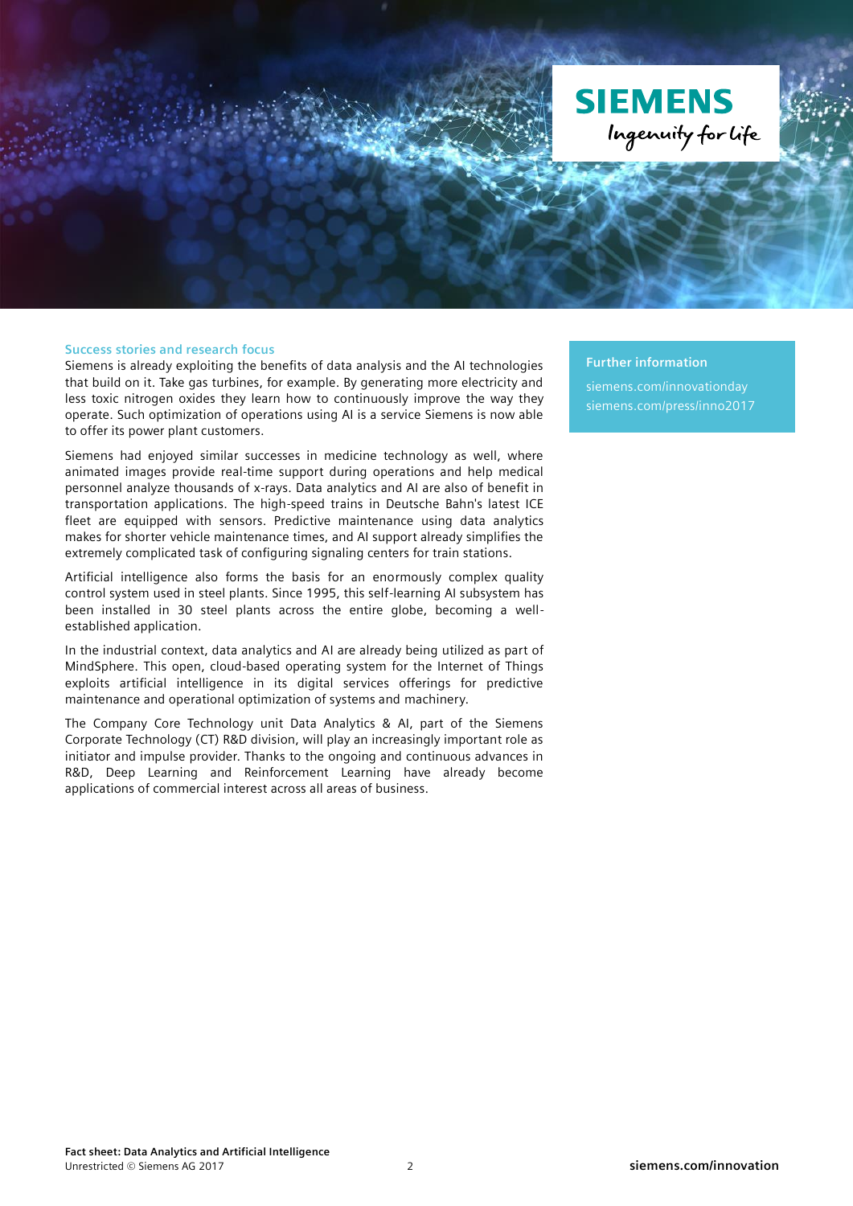## Success stories and research focus

Siemens is already exploiting the benefits of data analysis and the AI technologies that build on it. Take gas turbines, for example. By generating more electricity and less toxic nitrogen oxides they learn how to continuously improve the way they operate. Such optimization of operations using AI is a service Siemens is now able to offer its power plant customers.

Siemens had enjoyed similar successes in medicine technology as well, where animated images provide real-time support during operations and help medical personnel analyze thousands of x-rays. Data analytics and AI are also of benefit in transportation applications. The high-speed trains in Deutsche Bahn's latest ICE fleet are equipped with sensors. Predictive maintenance using data analytics makes for shorter vehicle maintenance times, and AI support already simplifies the extremely complicated task of configuring signaling centers for train stations.

Artificial intelligence also forms the basis for an enormously complex quality control system used in steel plants. Since 1995, this self-learning AI subsystem has been installed in 30 steel plants across the entire globe, becoming a well-established application.

In the industrial context, data analytics and AI are already being utilized as part of MindSphere. This open, cloud-based operating system for the Internet of Things exploits artificial intelligence in its digital services offerings for predictive maintenance and operational optimization of systems and machinery.

The Company Core Technology unit Data Analytics & AI, part of the Siemens Corporate Technology (CT) R&D division, will play an increasingly important role as initiator and impulse provider. Thanks to the ongoing and continuous advances in R&D, Deep Learning and Reinforcement Learning have already become applications of commercial interest across all areas of business.

### Further information

siemens.com/innovationday
siemens.com/press/inno2017